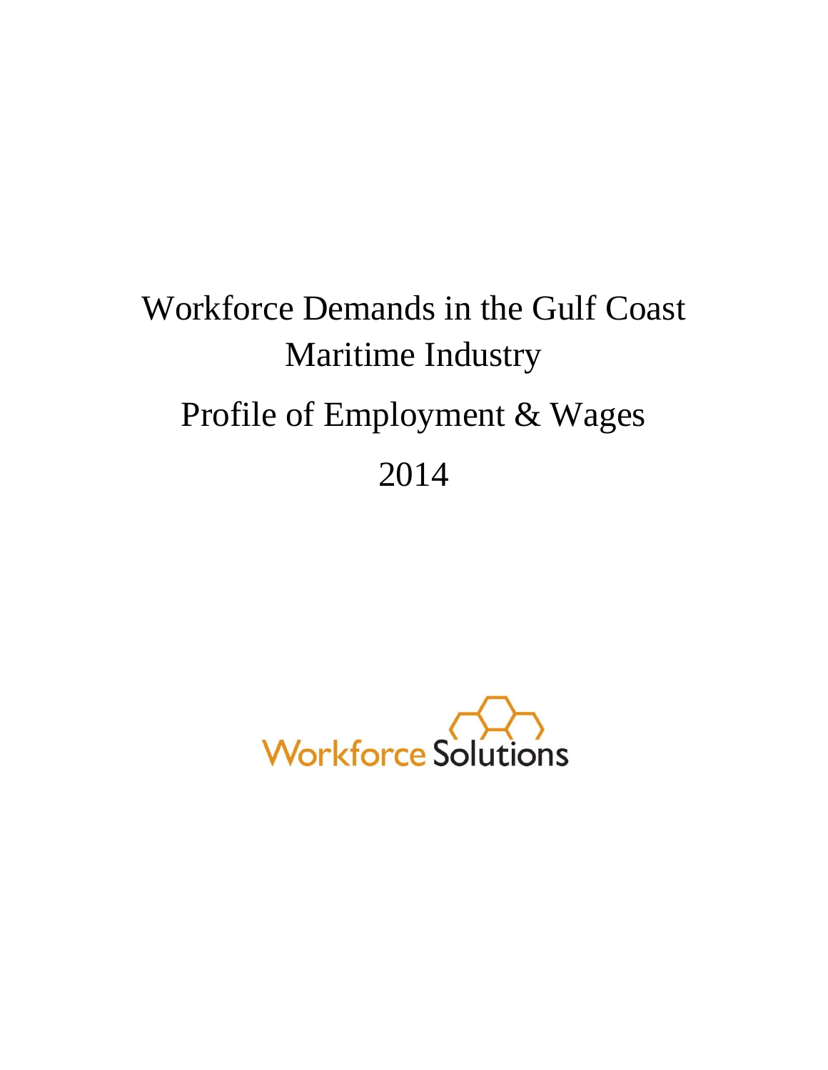# Workforce Demands in the Gulf Coast Maritime Industry

## Profile of Employment & Wages

## 2014

Workforce Solutions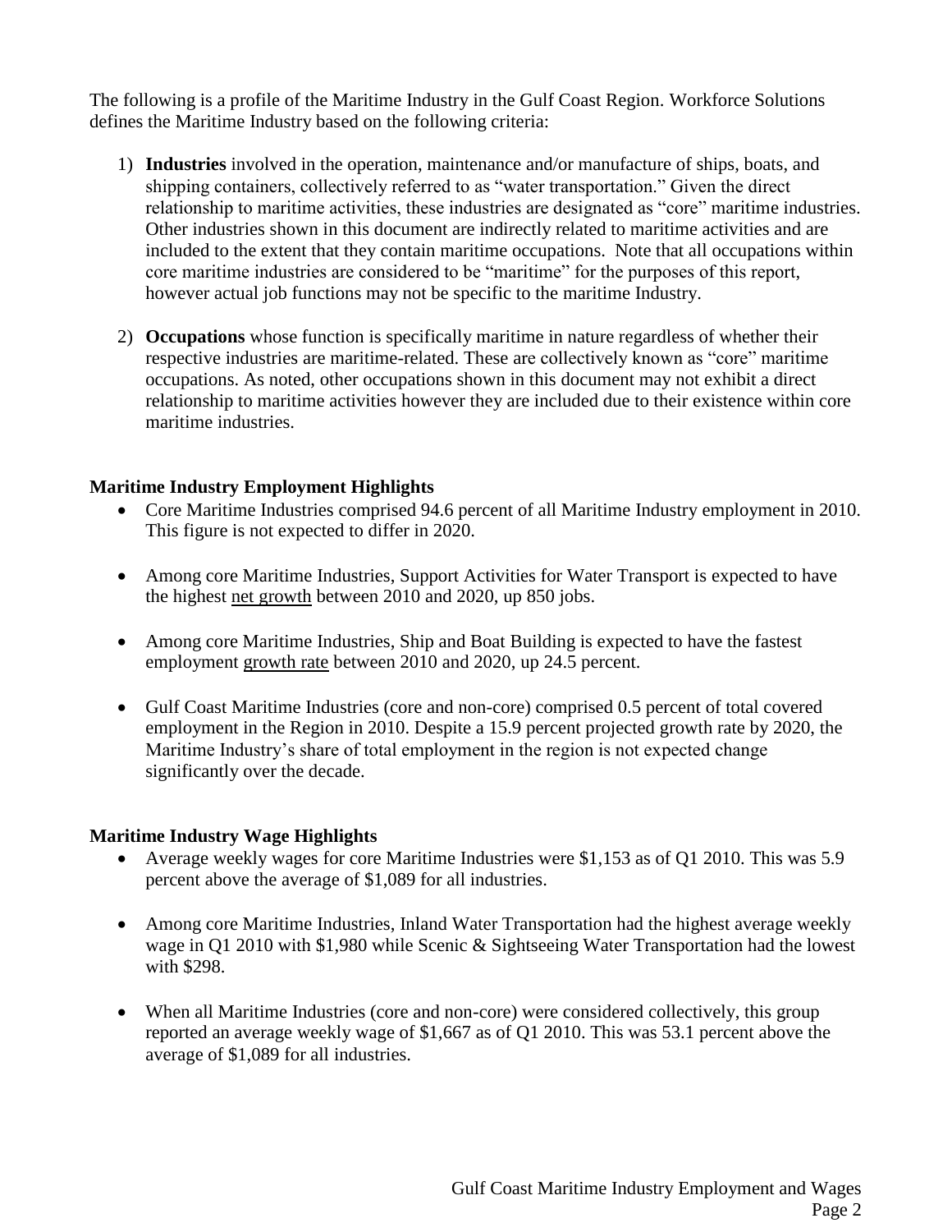The following is a profile of the Maritime Industry in the Gulf Coast Region. Workforce Solutions defines the Maritime Industry based on the following criteria:

1) **Industries** involved in the operation, maintenance and/or manufacture of ships, boats, and shipping containers, collectively referred to as "water transportation." Given the direct relationship to maritime activities, these industries are designated as "core" maritime industries. Other industries shown in this document are indirectly related to maritime activities and are included to the extent that they contain maritime occupations. Note that all occupations within core maritime industries are considered to be "maritime" for the purposes of this report, however actual job functions may not be specific to the maritime Industry.

2) **Occupations** whose function is specifically maritime in nature regardless of whether their respective industries are maritime-related. These are collectively known as "core" maritime occupations. As noted, other occupations shown in this document may not exhibit a direct relationship to maritime activities however they are included due to their existence within core maritime industries.

### Maritime Industry Employment Highlights

- Core Maritime Industries comprised 94.6 percent of all Maritime Industry employment in 2010. This figure is not expected to differ in 2020.
- Among core Maritime Industries, Support Activities for Water Transport is expected to have the highest net growth between 2010 and 2020, up 850 jobs.
- Among core Maritime Industries, Ship and Boat Building is expected to have the fastest employment growth rate between 2010 and 2020, up 24.5 percent.
- Gulf Coast Maritime Industries (core and non-core) comprised 0.5 percent of total covered employment in the Region in 2010. Despite a 15.9 percent projected growth rate by 2020, the Maritime Industry's share of total employment in the region is not expected change significantly over the decade.

### Maritime Industry Wage Highlights

- Average weekly wages for core Maritime Industries were $1,153 as of Q1 2010. This was 5.9 percent above the average of $1,089 for all industries.
- Among core Maritime Industries, Inland Water Transportation had the highest average weekly wage in Q1 2010 with $1,980 while Scenic & Sightseeing Water Transportation had the lowest with $298.
- When all Maritime Industries (core and non-core) were considered collectively, this group reported an average weekly wage of $1,667 as of Q1 2010. This was 53.1 percent above the average of $1,089 for all industries.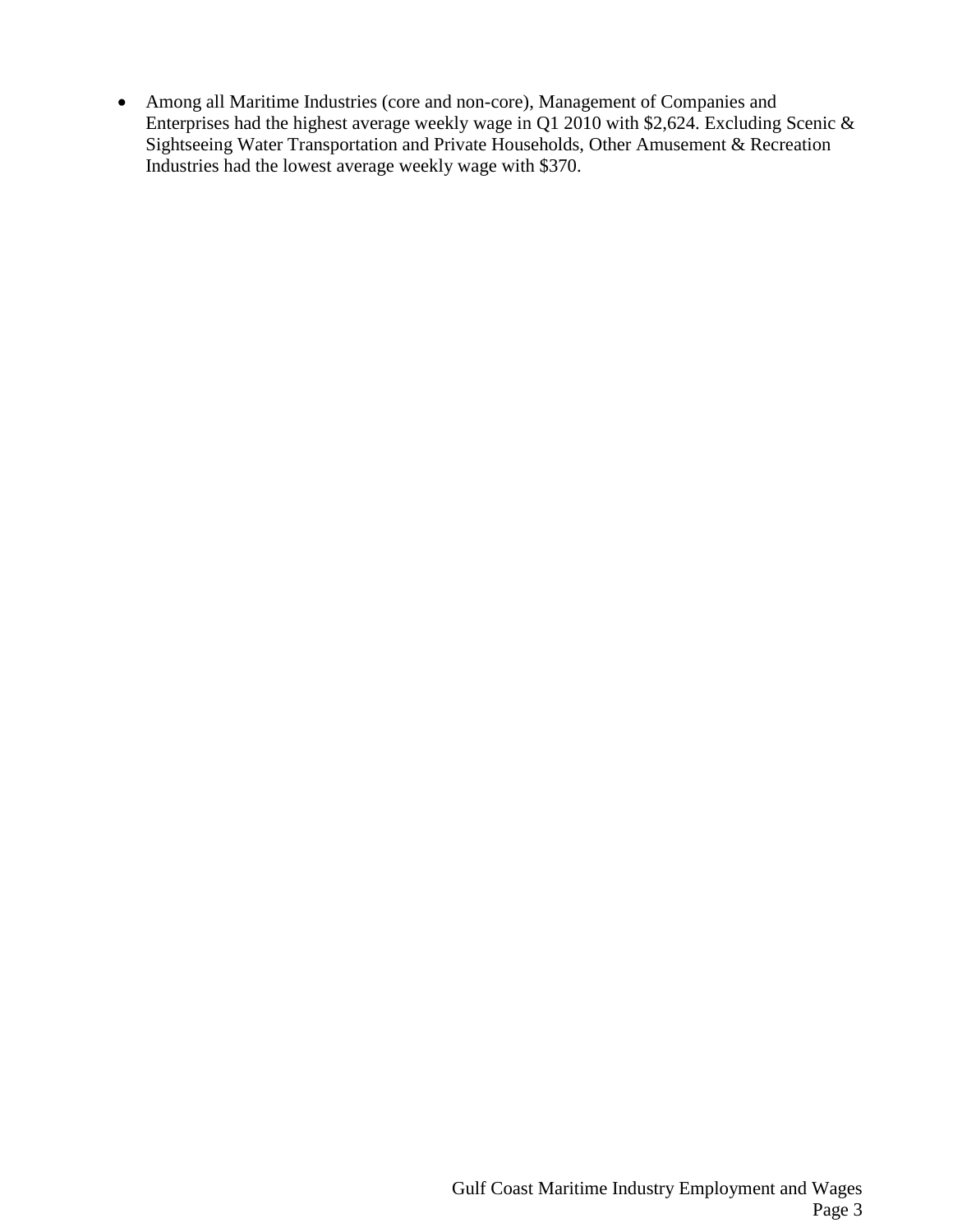- Among all Maritime Industries (core and non-core), Management of Companies and Enterprises had the highest average weekly wage in Q1 2010 with $2,624. Excluding Scenic & Sightseeing Water Transportation and Private Households, Other Amusement & Recreation Industries had the lowest average weekly wage with $370.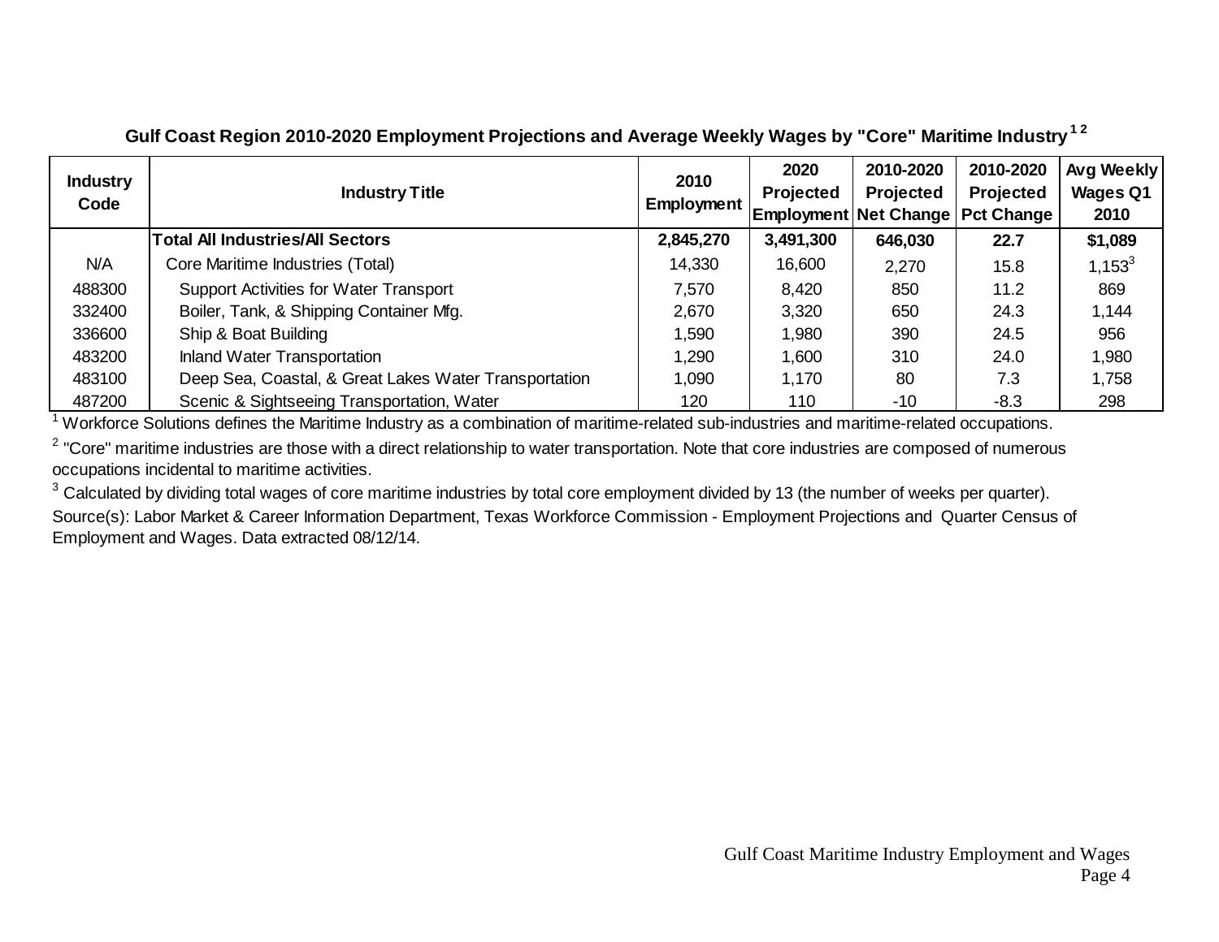**Gulf Coast Region 2010-2020 Employment Projections and Average Weekly Wages by "Core" Maritime Industry [1,2]**

| Industry Code | Industry Title | 2010 Employment | 2020 Projected Employment | 2010-2020 Projected Net Change | 2010-2020 Projected Pct Change | Avg Weekly Wages Q1 2010 |
|---|---|---|---|---|---|---|
| | **Total All Industries/All Sectors** | **2,845,270** | **3,491,300** | **646,030** | **22.7** | **$1,089** |
| N/A | Core Maritime Industries (Total) | 14,330 | 16,600 | 2,270 | 15.8 | 1,153[3] |
| 488300 | Support Activities for Water Transport | 7,570 | 8,420 | 850 | 11.2 | 869 |
| 332400 | Boiler, Tank, & Shipping Container Mfg. | 2,670 | 3,320 | 650 | 24.3 | 1,144 |
| 336600 | Ship & Boat Building | 1,590 | 1,980 | 390 | 24.5 | 956 |
| 483200 | Inland Water Transportation | 1,290 | 1,600 | 310 | 24.0 | 1,980 |
| 483100 | Deep Sea, Coastal, & Great Lakes Water Transportation | 1,090 | 1,170 | 80 | 7.3 | 1,758 |
| 487200 | Scenic & Sightseeing Transportation, Water | 120 | 110 | -10 | -8.3 | 298 |

[1] Workforce Solutions defines the Maritime Industry as a combination of maritime-related sub-industries and maritime-related occupations.

[2] "Core" maritime industries are those with a direct relationship to water transportation. Note that core industries are composed of numerous occupations incidental to maritime activities.

[3] Calculated by dividing total wages of core maritime industries by total core employment divided by 13 (the number of weeks per quarter).

Source(s): Labor Market & Career Information Department, Texas Workforce Commission - Employment Projections and Quarter Census of Employment and Wages. Data extracted 08/12/14.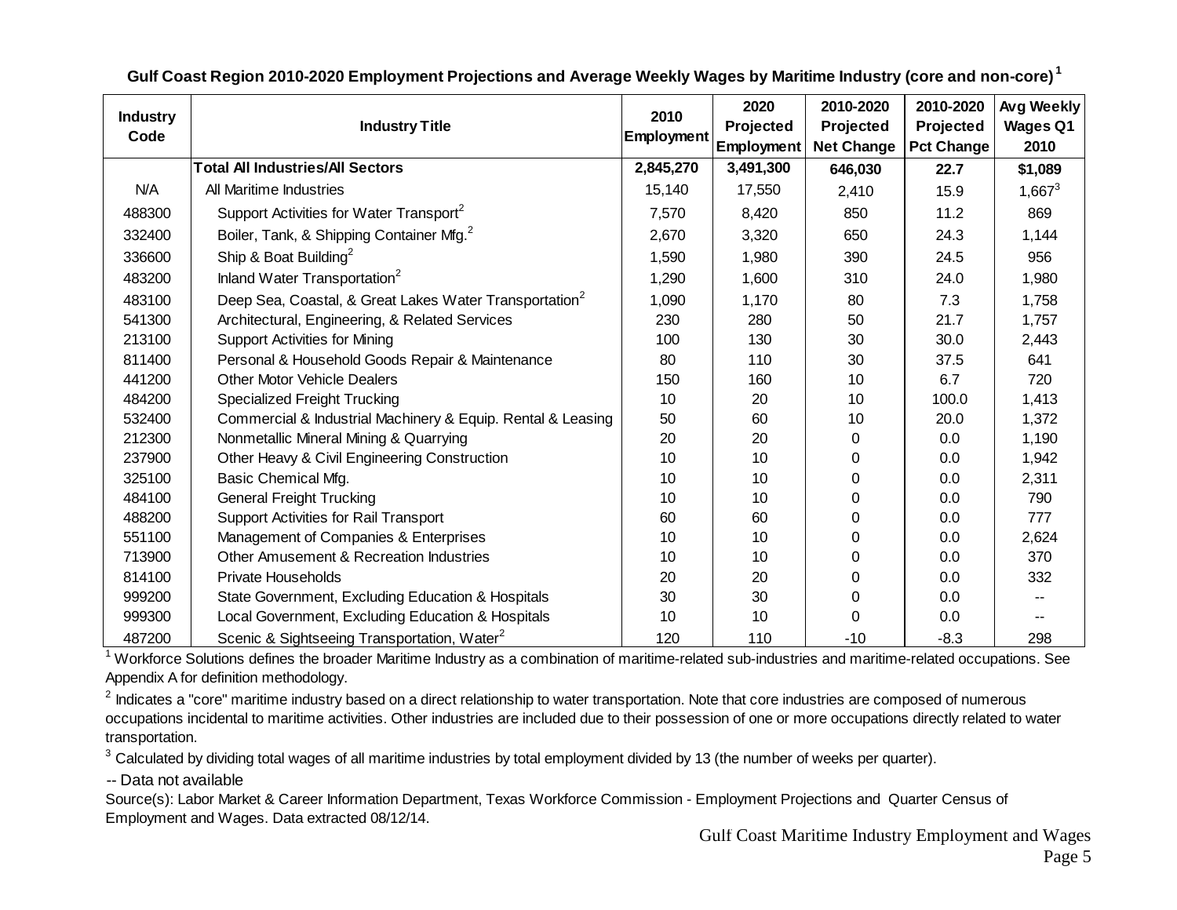**Gulf Coast Region 2010-2020 Employment Projections and Average Weekly Wages by Maritime Industry (core and non-core)[1]**

| Industry Code | Industry Title | 2010 Employment | 2020 Projected Employment | 2010-2020 Projected Net Change | 2010-2020 Projected Pct Change | Avg Weekly Wages Q1 2010 |
|---|---|---|---|---|---|---|
| | **Total All Industries/All Sectors** | **2,845,270** | **3,491,300** | **646,030** | **22.7** | **$1,089** |
| N/A | All Maritime Industries | 15,140 | 17,550 | 2,410 | 15.9 | 1,667[3] |
| 488300 | Support Activities for Water Transport[2] | 7,570 | 8,420 | 850 | 11.2 | 869 |
| 332400 | Boiler, Tank, & Shipping Container Mfg.[2] | 2,670 | 3,320 | 650 | 24.3 | 1,144 |
| 336600 | Ship & Boat Building[2] | 1,590 | 1,980 | 390 | 24.5 | 956 |
| 483200 | Inland Water Transportation[2] | 1,290 | 1,600 | 310 | 24.0 | 1,980 |
| 483100 | Deep Sea, Coastal, & Great Lakes Water Transportation[2] | 1,090 | 1,170 | 80 | 7.3 | 1,758 |
| 541300 | Architectural, Engineering, & Related Services | 230 | 280 | 50 | 21.7 | 1,757 |
| 213100 | Support Activities for Mining | 100 | 130 | 30 | 30.0 | 2,443 |
| 811400 | Personal & Household Goods Repair & Maintenance | 80 | 110 | 30 | 37.5 | 641 |
| 441200 | Other Motor Vehicle Dealers | 150 | 160 | 10 | 6.7 | 720 |
| 484200 | Specialized Freight Trucking | 10 | 20 | 10 | 100.0 | 1,413 |
| 532400 | Commercial & Industrial Machinery & Equip. Rental & Leasing | 50 | 60 | 10 | 20.0 | 1,372 |
| 212300 | Nonmetallic Mineral Mining & Quarrying | 20 | 20 | 0 | 0.0 | 1,190 |
| 237900 | Other Heavy & Civil Engineering Construction | 10 | 10 | 0 | 0.0 | 1,942 |
| 325100 | Basic Chemical Mfg. | 10 | 10 | 0 | 0.0 | 2,311 |
| 484100 | General Freight Trucking | 10 | 10 | 0 | 0.0 | 790 |
| 488200 | Support Activities for Rail Transport | 60 | 60 | 0 | 0.0 | 777 |
| 551100 | Management of Companies & Enterprises | 10 | 10 | 0 | 0.0 | 2,624 |
| 713900 | Other Amusement & Recreation Industries | 10 | 10 | 0 | 0.0 | 370 |
| 814100 | Private Households | 20 | 20 | 0 | 0.0 | 332 |
| 999200 | State Government, Excluding Education & Hospitals | 30 | 30 | 0 | 0.0 | -- |
| 999300 | Local Government, Excluding Education & Hospitals | 10 | 10 | 0 | 0.0 | -- |
| 487200 | Scenic & Sightseeing Transportation, Water[2] | 120 | 110 | -10 | -8.3 | 298 |

[1] Workforce Solutions defines the broader Maritime Industry as a combination of maritime-related sub-industries and maritime-related occupations. See Appendix A for definition methodology.

[2] Indicates a "core" maritime industry based on a direct relationship to water transportation. Note that core industries are composed of numerous occupations incidental to maritime activities. Other industries are included due to their possession of one or more occupations directly related to water transportation.

[3] Calculated by dividing total wages of all maritime industries by total employment divided by 13 (the number of weeks per quarter).

-- Data not available

Source(s): Labor Market & Career Information Department, Texas Workforce Commission - Employment Projections and Quarter Census of Employment and Wages. Data extracted 08/12/14.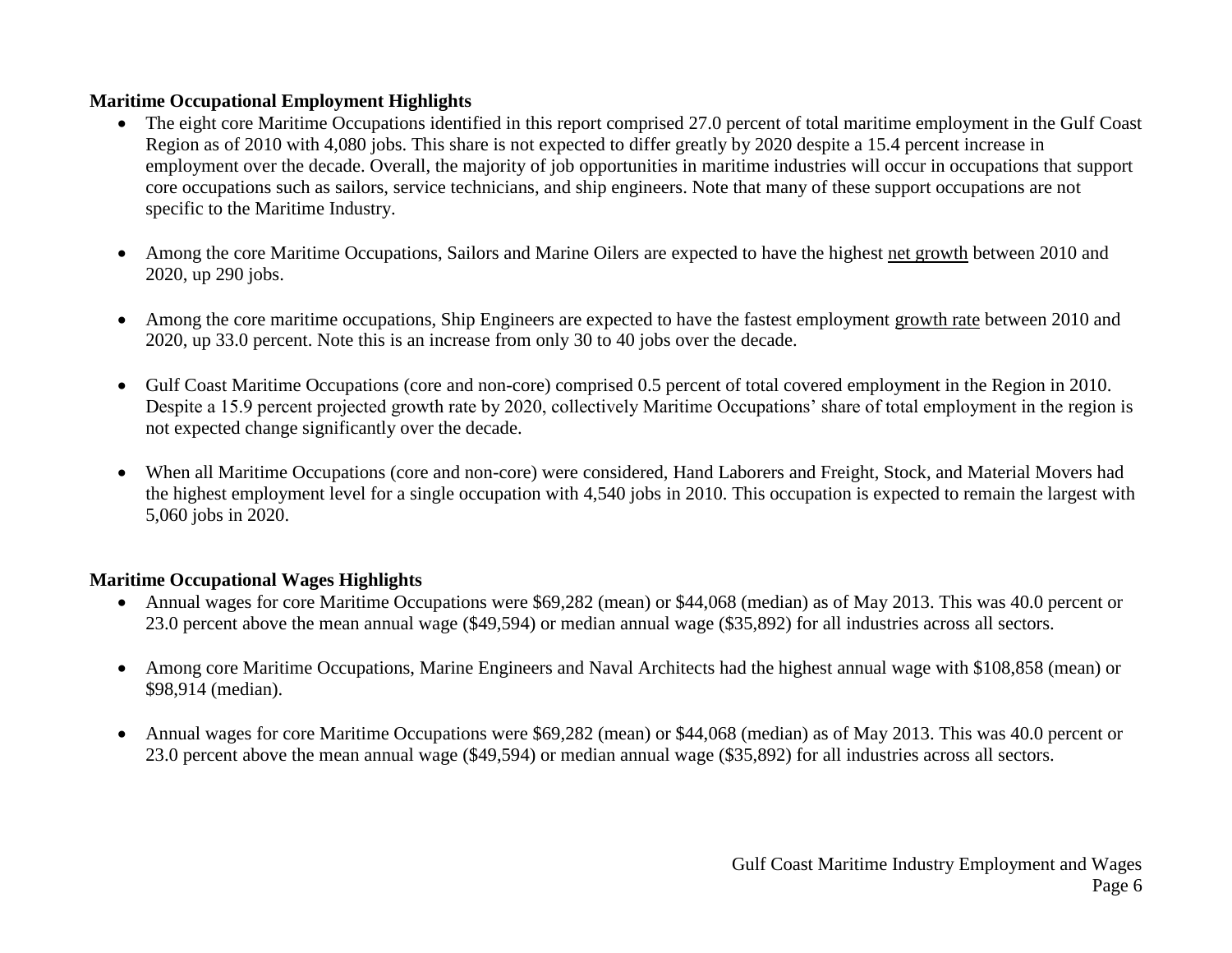**Maritime Occupational Employment Highlights**

- The eight core Maritime Occupations identified in this report comprised 27.0 percent of total maritime employment in the Gulf Coast Region as of 2010 with 4,080 jobs. This share is not expected to differ greatly by 2020 despite a 15.4 percent increase in employment over the decade. Overall, the majority of job opportunities in maritime industries will occur in occupations that support core occupations such as sailors, service technicians, and ship engineers. Note that many of these support occupations are not specific to the Maritime Industry.

- Among the core Maritime Occupations, Sailors and Marine Oilers are expected to have the highest net growth between 2010 and 2020, up 290 jobs.

- Among the core maritime occupations, Ship Engineers are expected to have the fastest employment growth rate between 2010 and 2020, up 33.0 percent. Note this is an increase from only 30 to 40 jobs over the decade.

- Gulf Coast Maritime Occupations (core and non-core) comprised 0.5 percent of total covered employment in the Region in 2010. Despite a 15.9 percent projected growth rate by 2020, collectively Maritime Occupations' share of total employment in the region is not expected change significantly over the decade.

- When all Maritime Occupations (core and non-core) were considered, Hand Laborers and Freight, Stock, and Material Movers had the highest employment level for a single occupation with 4,540 jobs in 2010. This occupation is expected to remain the largest with 5,060 jobs in 2020.

**Maritime Occupational Wages Highlights**

- Annual wages for core Maritime Occupations were $69,282 (mean) or $44,068 (median) as of May 2013. This was 40.0 percent or 23.0 percent above the mean annual wage ($49,594) or median annual wage ($35,892) for all industries across all sectors.

- Among core Maritime Occupations, Marine Engineers and Naval Architects had the highest annual wage with $108,858 (mean) or $98,914 (median).

- Annual wages for core Maritime Occupations were $69,282 (mean) or $44,068 (median) as of May 2013. This was 40.0 percent or 23.0 percent above the mean annual wage ($49,594) or median annual wage ($35,892) for all industries across all sectors.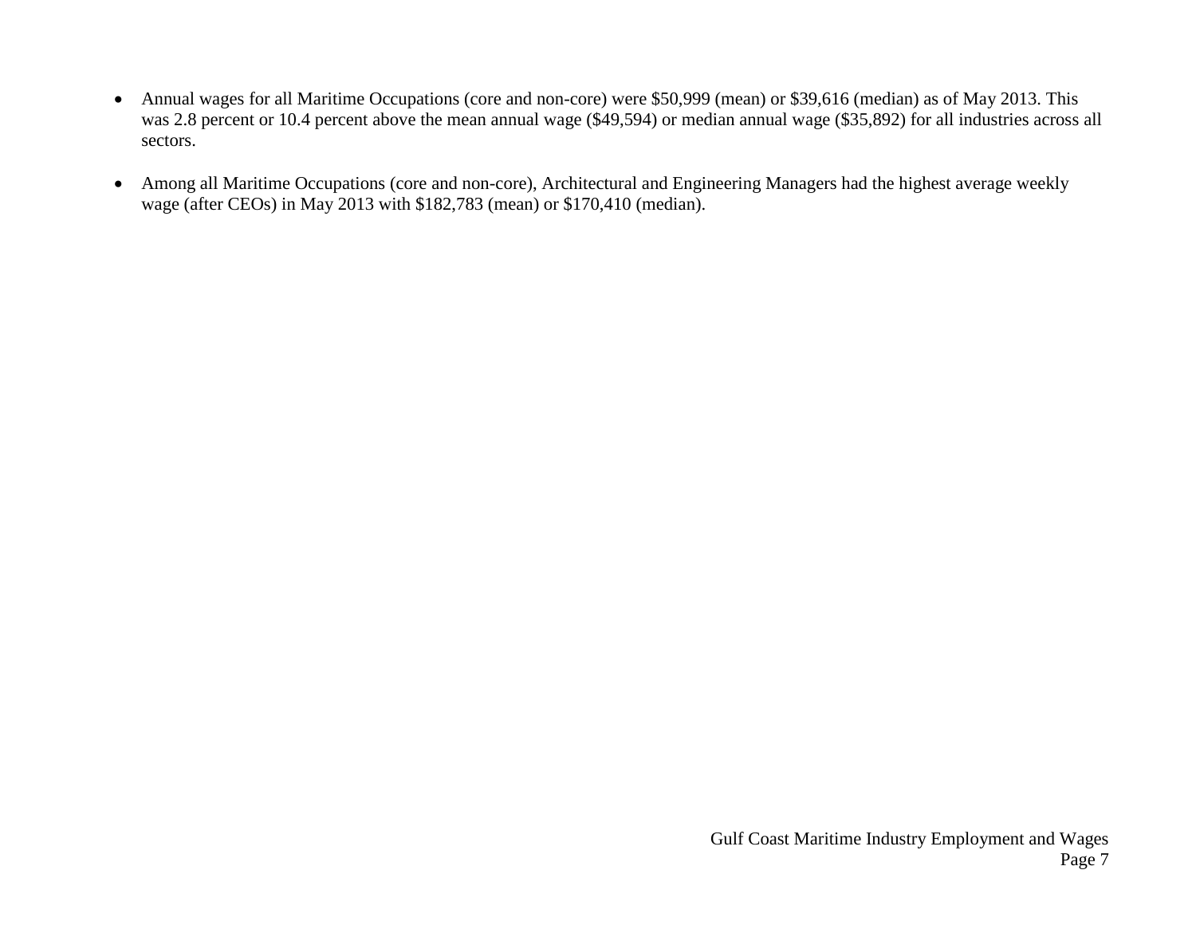- Annual wages for all Maritime Occupations (core and non-core) were $50,999 (mean) or $39,616 (median) as of May 2013. This was 2.8 percent or 10.4 percent above the mean annual wage ($49,594) or median annual wage ($35,892) for all industries across all sectors.

- Among all Maritime Occupations (core and non-core), Architectural and Engineering Managers had the highest average weekly wage (after CEOs) in May 2013 with $182,783 (mean) or $170,410 (median).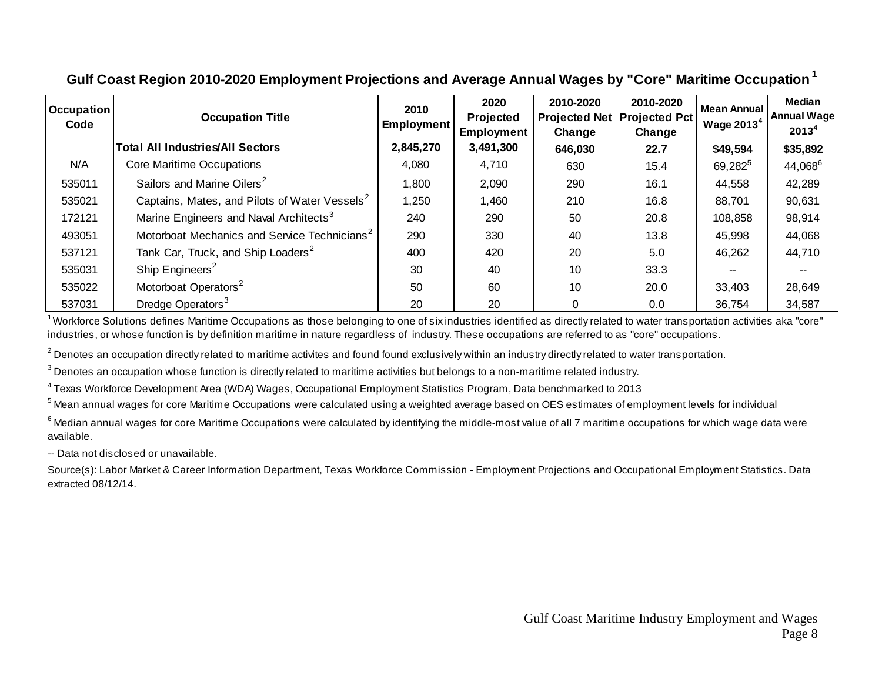## Gulf Coast Region 2010-2020 Employment Projections and Average Annual Wages by "Core" Maritime Occupation [1]

| Occupation Code | Occupation Title | 2010 Employment | 2020 Projected Employment | 2010-2020 Projected Net Change | 2010-2020 Projected Pct Change | Mean Annual Wage 2013 [4] | Median Annual Wage 2013 [4] |
|---|---|---|---|---|---|---|---|
| | **Total All Industries/All Sectors** | **2,845,270** | **3,491,300** | **646,030** | **22.7** | **$49,594** | **$35,892** |
| N/A | Core Maritime Occupations | 4,080 | 4,710 | 630 | 15.4 | 69,282 [5] | 44,068 [6] |
| 535011 | Sailors and Marine Oilers [2] | 1,800 | 2,090 | 290 | 16.1 | 44,558 | 42,289 |
| 535021 | Captains, Mates, and Pilots of Water Vessels [2] | 1,250 | 1,460 | 210 | 16.8 | 88,701 | 90,631 |
| 172121 | Marine Engineers and Naval Architects [3] | 240 | 290 | 50 | 20.8 | 108,858 | 98,914 |
| 493051 | Motorboat Mechanics and Service Technicians [2] | 290 | 330 | 40 | 13.8 | 45,998 | 44,068 |
| 537121 | Tank Car, Truck, and Ship Loaders [2] | 400 | 420 | 20 | 5.0 | 46,262 | 44,710 |
| 535031 | Ship Engineers [2] | 30 | 40 | 10 | 33.3 | -- | -- |
| 535022 | Motorboat Operators [2] | 50 | 60 | 10 | 20.0 | 33,403 | 28,649 |
| 537031 | Dredge Operators [3] | 20 | 20 | 0 | 0.0 | 36,754 | 34,587 |

[1] Workforce Solutions defines Maritime Occupations as those belonging to one of six industries identified as directly related to water transportation activities aka "core" industries, or whose function is by definition maritime in nature regardless of industry. These occupations are referred to as "core" occupations.

[2] Denotes an occupation directly related to maritime activites and found found exclusively within an industry directly related to water transportation.

[3] Denotes an occupation whose function is directly related to maritime activities but belongs to a non-maritime related industry.

[4] Texas Workforce Development Area (WDA) Wages, Occupational Employment Statistics Program, Data benchmarked to 2013

[5] Mean annual wages for core Maritime Occupations were calculated using a weighted average based on OES estimates of employment levels for individual

[6] Median annual wages for core Maritime Occupations were calculated by identifying the middle-most value of all 7 maritime occupations for which wage data were available.

-- Data not disclosed or unavailable.

Source(s): Labor Market & Career Information Department, Texas Workforce Commission - Employment Projections and Occupational Employment Statistics. Data extracted 08/12/14.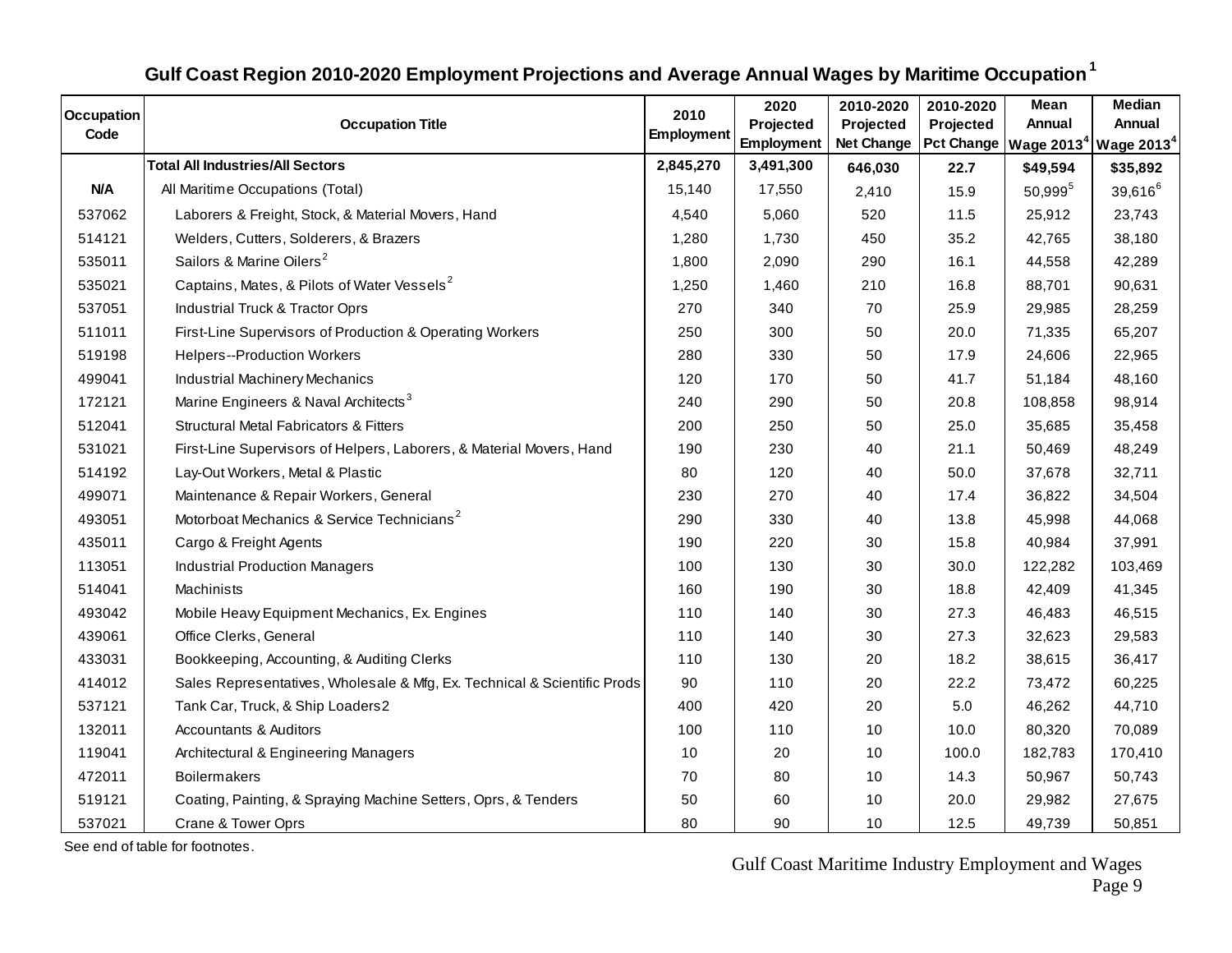## Gulf Coast Region 2010-2020 Employment Projections and Average Annual Wages by Maritime Occupation[1]

| Occupation Code | Occupation Title | 2010 Employment | 2020 Projected Employment | 2010-2020 Projected Net Change | 2010-2020 Projected Pct Change | Mean Annual Wage 2013[4] | Median Annual Wage 2013[4] |
|---|---|---|---|---|---|---|---|
| | **Total All Industries/All Sectors** | **2,845,270** | **3,491,300** | **646,030** | **22.7** | **$49,594** | **$35,892** |
| **N/A** | All Maritime Occupations (Total) | 15,140 | 17,550 | 2,410 | 15.9 | 50,999[5] | 39,616[6] |
| 537062 | Laborers & Freight, Stock, & Material Movers, Hand | 4,540 | 5,060 | 520 | 11.5 | 25,912 | 23,743 |
| 514121 | Welders, Cutters, Solderers, & Brazers | 1,280 | 1,730 | 450 | 35.2 | 42,765 | 38,180 |
| 535011 | Sailors & Marine Oilers[2] | 1,800 | 2,090 | 290 | 16.1 | 44,558 | 42,289 |
| 535021 | Captains, Mates, & Pilots of Water Vessels[2] | 1,250 | 1,460 | 210 | 16.8 | 88,701 | 90,631 |
| 537051 | Industrial Truck & Tractor Oprs | 270 | 340 | 70 | 25.9 | 29,985 | 28,259 |
| 511011 | First-Line Supervisors of Production & Operating Workers | 250 | 300 | 50 | 20.0 | 71,335 | 65,207 |
| 519198 | Helpers--Production Workers | 280 | 330 | 50 | 17.9 | 24,606 | 22,965 |
| 499041 | Industrial Machinery Mechanics | 120 | 170 | 50 | 41.7 | 51,184 | 48,160 |
| 172121 | Marine Engineers & Naval Architects[3] | 240 | 290 | 50 | 20.8 | 108,858 | 98,914 |
| 512041 | Structural Metal Fabricators & Fitters | 200 | 250 | 50 | 25.0 | 35,685 | 35,458 |
| 531021 | First-Line Supervisors of Helpers, Laborers, & Material Movers, Hand | 190 | 230 | 40 | 21.1 | 50,469 | 48,249 |
| 514192 | Lay-Out Workers, Metal & Plastic | 80 | 120 | 40 | 50.0 | 37,678 | 32,711 |
| 499071 | Maintenance & Repair Workers, General | 230 | 270 | 40 | 17.4 | 36,822 | 34,504 |
| 493051 | Motorboat Mechanics & Service Technicians[2] | 290 | 330 | 40 | 13.8 | 45,998 | 44,068 |
| 435011 | Cargo & Freight Agents | 190 | 220 | 30 | 15.8 | 40,984 | 37,991 |
| 113051 | Industrial Production Managers | 100 | 130 | 30 | 30.0 | 122,282 | 103,469 |
| 514041 | Machinists | 160 | 190 | 30 | 18.8 | 42,409 | 41,345 |
| 493042 | Mobile Heavy Equipment Mechanics, Ex. Engines | 110 | 140 | 30 | 27.3 | 46,483 | 46,515 |
| 439061 | Office Clerks, General | 110 | 140 | 30 | 27.3 | 32,623 | 29,583 |
| 433031 | Bookkeeping, Accounting, & Auditing Clerks | 110 | 130 | 20 | 18.2 | 38,615 | 36,417 |
| 414012 | Sales Representatives, Wholesale & Mfg, Ex. Technical & Scientific Prods | 90 | 110 | 20 | 22.2 | 73,472 | 60,225 |
| 537121 | Tank Car, Truck, & Ship Loaders2 | 400 | 420 | 20 | 5.0 | 46,262 | 44,710 |
| 132011 | Accountants & Auditors | 100 | 110 | 10 | 10.0 | 80,320 | 70,089 |
| 119041 | Architectural & Engineering Managers | 10 | 20 | 10 | 100.0 | 182,783 | 170,410 |
| 472011 | Boilermakers | 70 | 80 | 10 | 14.3 | 50,967 | 50,743 |
| 519121 | Coating, Painting, & Spraying Machine Setters, Oprs, & Tenders | 50 | 60 | 10 | 20.0 | 29,982 | 27,675 |
| 537021 | Crane & Tower Oprs | 80 | 90 | 10 | 12.5 | 49,739 | 50,851 |

See end of table for footnotes.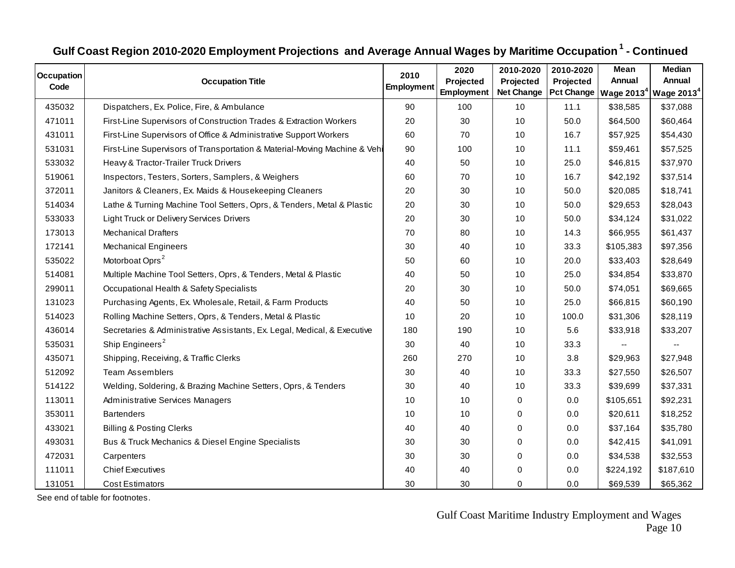## Gulf Coast Region 2010-2020 Employment Projections and Average Annual Wages by Maritime Occupation[1] - Continued

| Occupation Code | Occupation Title | 2010 Employment | 2020 Projected Employment | 2010-2020 Projected Net Change | 2010-2020 Projected Pct Change | Mean Annual Wage 2013[4] | Median Annual Wage 2013[4] |
|---|---|---|---|---|---|---|---|
| 435032 | Dispatchers, Ex. Police, Fire, & Ambulance | 90 | 100 | 10 | 11.1 | $38,585 | $37,088 |
| 471011 | First-Line Supervisors of Construction Trades & Extraction Workers | 20 | 30 | 10 | 50.0 | $64,500 | $60,464 |
| 431011 | First-Line Supervisors of Office & Administrative Support Workers | 60 | 70 | 10 | 16.7 | $57,925 | $54,430 |
| 531031 | First-Line Supervisors of Transportation & Material-Moving Machine & Vehi | 90 | 100 | 10 | 11.1 | $59,461 | $57,525 |
| 533032 | Heavy & Tractor-Trailer Truck Drivers | 40 | 50 | 10 | 25.0 | $46,815 | $37,970 |
| 519061 | Inspectors, Testers, Sorters, Samplers, & Weighers | 60 | 70 | 10 | 16.7 | $42,192 | $37,514 |
| 372011 | Janitors & Cleaners, Ex. Maids & Housekeeping Cleaners | 20 | 30 | 10 | 50.0 | $20,085 | $18,741 |
| 514034 | Lathe & Turning Machine Tool Setters, Oprs, & Tenders, Metal & Plastic | 20 | 30 | 10 | 50.0 | $29,653 | $28,043 |
| 533033 | Light Truck or Delivery Services Drivers | 20 | 30 | 10 | 50.0 | $34,124 | $31,022 |
| 173013 | Mechanical Drafters | 70 | 80 | 10 | 14.3 | $66,955 | $61,437 |
| 172141 | Mechanical Engineers | 30 | 40 | 10 | 33.3 | $105,383 | $97,356 |
| 535022 | Motorboat Oprs[2] | 50 | 60 | 10 | 20.0 | $33,403 | $28,649 |
| 514081 | Multiple Machine Tool Setters, Oprs, & Tenders, Metal & Plastic | 40 | 50 | 10 | 25.0 | $34,854 | $33,870 |
| 299011 | Occupational Health & Safety Specialists | 20 | 30 | 10 | 50.0 | $74,051 | $69,665 |
| 131023 | Purchasing Agents, Ex. Wholesale, Retail, & Farm Products | 40 | 50 | 10 | 25.0 | $66,815 | $60,190 |
| 514023 | Rolling Machine Setters, Oprs, & Tenders, Metal & Plastic | 10 | 20 | 10 | 100.0 | $31,306 | $28,119 |
| 436014 | Secretaries & Administrative Assistants, Ex. Legal, Medical, & Executive | 180 | 190 | 10 | 5.6 | $33,918 | $33,207 |
| 535031 | Ship Engineers[2] | 30 | 40 | 10 | 33.3 | -- | -- |
| 435071 | Shipping, Receiving, & Traffic Clerks | 260 | 270 | 10 | 3.8 | $29,963 | $27,948 |
| 512092 | Team Assemblers | 30 | 40 | 10 | 33.3 | $27,550 | $26,507 |
| 514122 | Welding, Soldering, & Brazing Machine Setters, Oprs, & Tenders | 30 | 40 | 10 | 33.3 | $39,699 | $37,331 |
| 113011 | Administrative Services Managers | 10 | 10 | 0 | 0.0 | $105,651 | $92,231 |
| 353011 | Bartenders | 10 | 10 | 0 | 0.0 | $20,611 | $18,252 |
| 433021 | Billing & Posting Clerks | 40 | 40 | 0 | 0.0 | $37,164 | $35,780 |
| 493031 | Bus & Truck Mechanics & Diesel Engine Specialists | 30 | 30 | 0 | 0.0 | $42,415 | $41,091 |
| 472031 | Carpenters | 30 | 30 | 0 | 0.0 | $34,538 | $32,553 |
| 111011 | Chief Executives | 40 | 40 | 0 | 0.0 | $224,192 | $187,610 |
| 131051 | Cost Estimators | 30 | 30 | 0 | 0.0 | $69,539 | $65,362 |

See end of table for footnotes.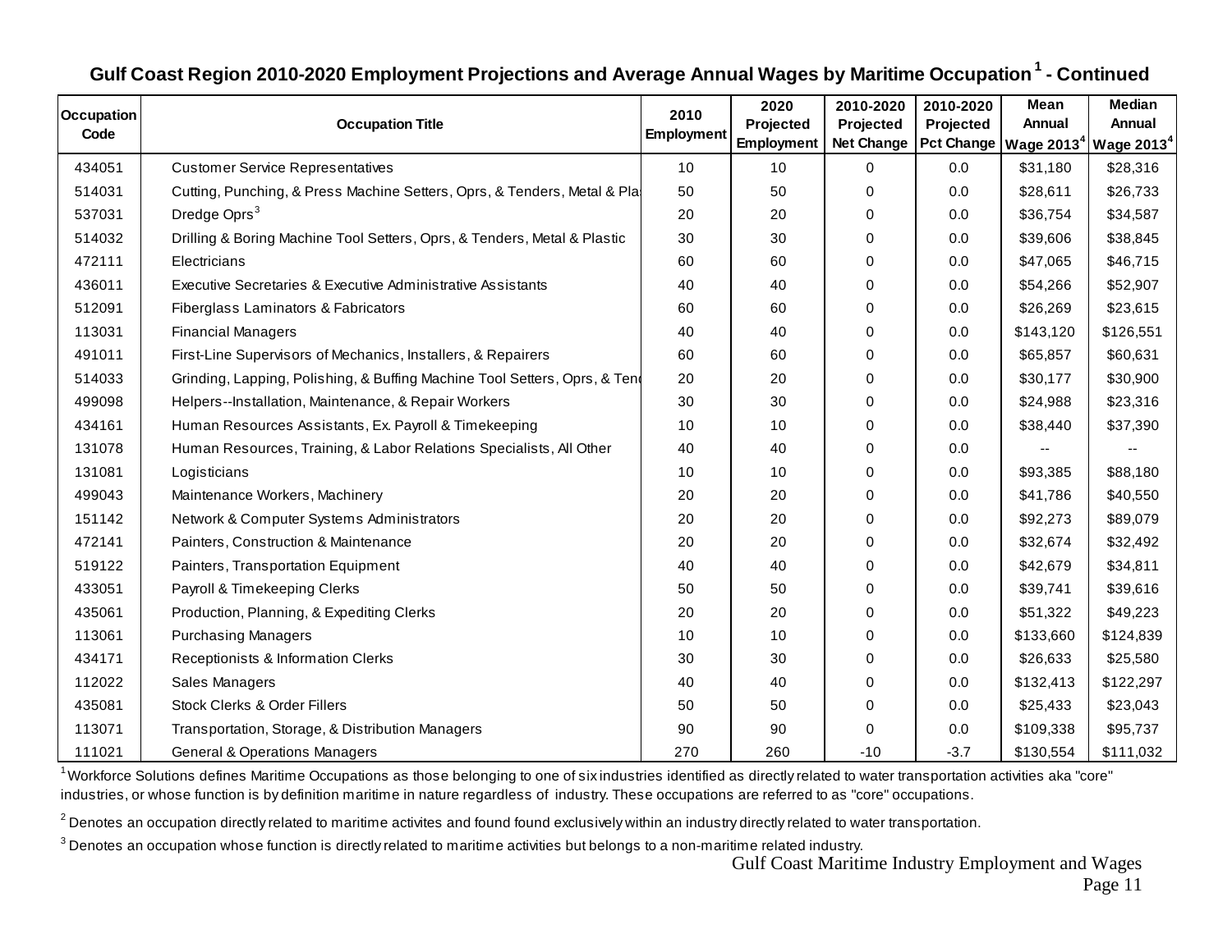## Gulf Coast Region 2010-2020 Employment Projections and Average Annual Wages by Maritime Occupation[1] - Continued

| Occupation Code | Occupation Title | 2010 Employment | 2020 Projected Employment | 2010-2020 Projected Net Change | 2010-2020 Projected Pct Change | Mean Annual Wage 2013[4] | Median Annual Wage 2013[4] |
|---|---|---|---|---|---|---|---|
| 434051 | Customer Service Representatives | 10 | 10 | 0 | 0.0 | $31,180 | $28,316 |
| 514031 | Cutting, Punching, & Press Machine Setters, Oprs, & Tenders, Metal & Pla | 50 | 50 | 0 | 0.0 | $28,611 | $26,733 |
| 537031 | Dredge Oprs[3] | 20 | 20 | 0 | 0.0 | $36,754 | $34,587 |
| 514032 | Drilling & Boring Machine Tool Setters, Oprs, & Tenders, Metal & Plastic | 30 | 30 | 0 | 0.0 | $39,606 | $38,845 |
| 472111 | Electricians | 60 | 60 | 0 | 0.0 | $47,065 | $46,715 |
| 436011 | Executive Secretaries & Executive Administrative Assistants | 40 | 40 | 0 | 0.0 | $54,266 | $52,907 |
| 512091 | Fiberglass Laminators & Fabricators | 60 | 60 | 0 | 0.0 | $26,269 | $23,615 |
| 113031 | Financial Managers | 40 | 40 | 0 | 0.0 | $143,120 | $126,551 |
| 491011 | First-Line Supervisors of Mechanics, Installers, & Repairers | 60 | 60 | 0 | 0.0 | $65,857 | $60,631 |
| 514033 | Grinding, Lapping, Polishing, & Buffing Machine Tool Setters, Oprs, & Ten | 20 | 20 | 0 | 0.0 | $30,177 | $30,900 |
| 499098 | Helpers--Installation, Maintenance, & Repair Workers | 30 | 30 | 0 | 0.0 | $24,988 | $23,316 |
| 434161 | Human Resources Assistants, Ex. Payroll & Timekeeping | 10 | 10 | 0 | 0.0 | $38,440 | $37,390 |
| 131078 | Human Resources, Training, & Labor Relations Specialists, All Other | 40 | 40 | 0 | 0.0 | -- | -- |
| 131081 | Logisticians | 10 | 10 | 0 | 0.0 | $93,385 | $88,180 |
| 499043 | Maintenance Workers, Machinery | 20 | 20 | 0 | 0.0 | $41,786 | $40,550 |
| 151142 | Network & Computer Systems Administrators | 20 | 20 | 0 | 0.0 | $92,273 | $89,079 |
| 472141 | Painters, Construction & Maintenance | 20 | 20 | 0 | 0.0 | $32,674 | $32,492 |
| 519122 | Painters, Transportation Equipment | 40 | 40 | 0 | 0.0 | $42,679 | $34,811 |
| 433051 | Payroll & Timekeeping Clerks | 50 | 50 | 0 | 0.0 | $39,741 | $39,616 |
| 435061 | Production, Planning, & Expediting Clerks | 20 | 20 | 0 | 0.0 | $51,322 | $49,223 |
| 113061 | Purchasing Managers | 10 | 10 | 0 | 0.0 | $133,660 | $124,839 |
| 434171 | Receptionists & Information Clerks | 30 | 30 | 0 | 0.0 | $26,633 | $25,580 |
| 112022 | Sales Managers | 40 | 40 | 0 | 0.0 | $132,413 | $122,297 |
| 435081 | Stock Clerks & Order Fillers | 50 | 50 | 0 | 0.0 | $25,433 | $23,043 |
| 113071 | Transportation, Storage, & Distribution Managers | 90 | 90 | 0 | 0.0 | $109,338 | $95,737 |
| 111021 | General & Operations Managers | 270 | 260 | -10 | -3.7 | $130,554 | $111,032 |

[1] Workforce Solutions defines Maritime Occupations as those belonging to one of six industries identified as directly related to water transportation activities aka "core" industries, or whose function is by definition maritime in nature regardless of industry. These occupations are referred to as "core" occupations.

[2] Denotes an occupation directly related to maritime activites and found found exclusively within an industry directly related to water transportation.

[3] Denotes an occupation whose function is directly related to maritime activities but belongs to a non-maritime related industry.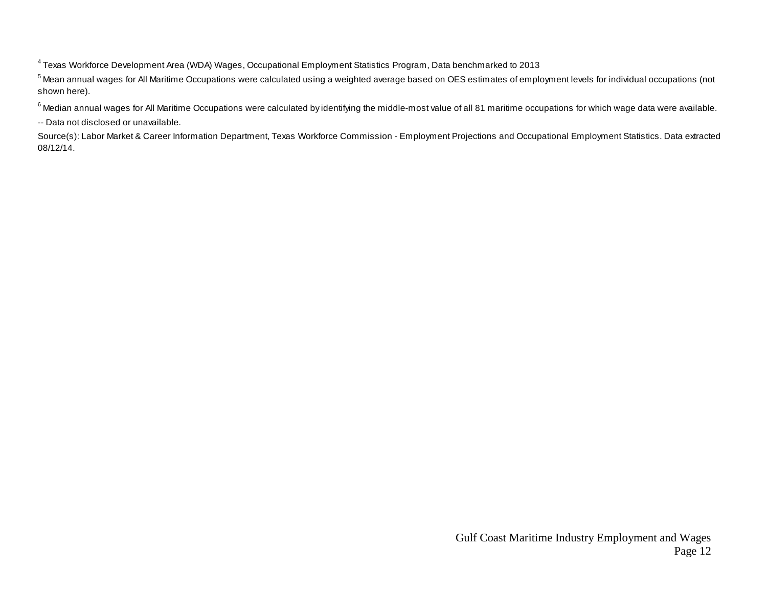[4] Texas Workforce Development Area (WDA) Wages, Occupational Employment Statistics Program, Data benchmarked to 2013

[5] Mean annual wages for All Maritime Occupations were calculated using a weighted average based on OES estimates of employment levels for individual occupations (not shown here).

[6] Median annual wages for All Maritime Occupations were calculated by identifying the middle-most value of all 81 maritime occupations for which wage data were available.

-- Data not disclosed or unavailable.

Source(s): Labor Market & Career Information Department, Texas Workforce Commission - Employment Projections and Occupational Employment Statistics. Data extracted 08/12/14.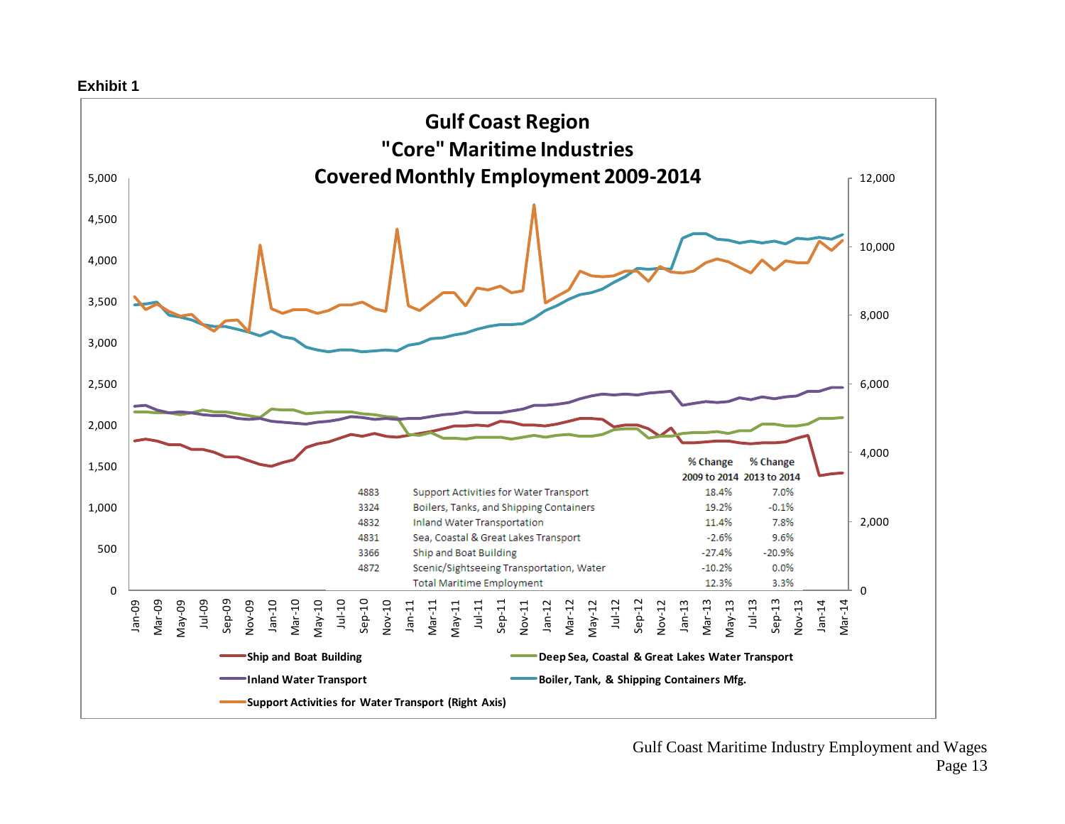**Exhibit 1**

## Gulf Coast Region "Core" Maritime Industries Covered Monthly Employment 2009-2014

| | | % Change 2009 to 2014 | % Change 2013 to 2014 |
|---|---|---|---|
| 4883 | Support Activities for Water Transport | 18.4% | 7.0% |
| 3324 | Boilers, Tanks, and Shipping Containers | 19.2% | -0.1% |
| 4832 | Inland Water Transportation | 11.4% | 7.8% |
| 4831 | Sea, Coastal & Great Lakes Transport | -2.6% | 9.6% |
| 3366 | Ship and Boat Building | -27.4% | -20.9% |
| 4872 | Scenic/Sightseeing Transportation, Water | -10.2% | 0.0% |
| | Total Maritime Employment | 12.3% | 3.3% |

Legend: Ship and Boat Building; Deep Sea, Coastal & Great Lakes Water Transport; Inland Water Transport; Boiler, Tank, & Shipping Containers Mfg.; Support Activities for Water Transport (Right Axis)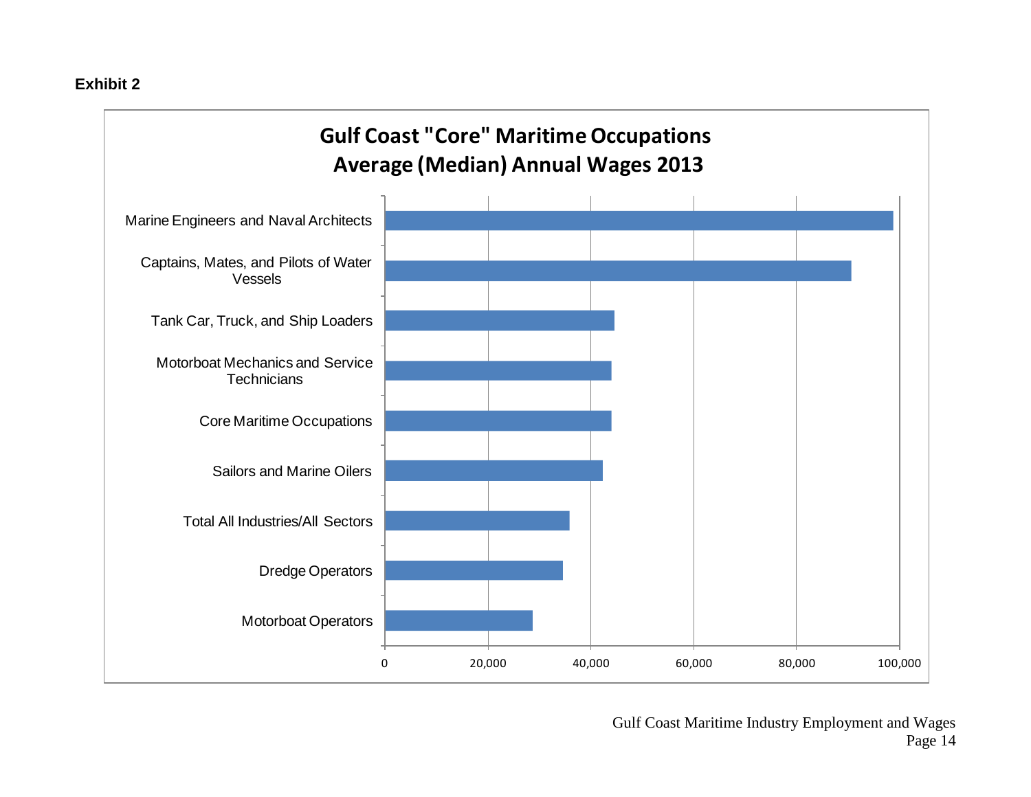**Exhibit 2**

## Gulf Coast "Core" Maritime Occupations Average (Median) Annual Wages 2013

| Occupation |
|---|
| Marine Engineers and Naval Architects |
| Captains, Mates, and Pilots of Water Vessels |
| Tank Car, Truck, and Ship Loaders |
| Motorboat Mechanics and Service Technicians |
| Core Maritime Occupations |
| Sailors and Marine Oilers |
| Total All Industries/All Sectors |
| Dredge Operators |
| Motorboat Operators |

0 | 20,000 | 40,000 | 60,000 | 80,000 | 100,000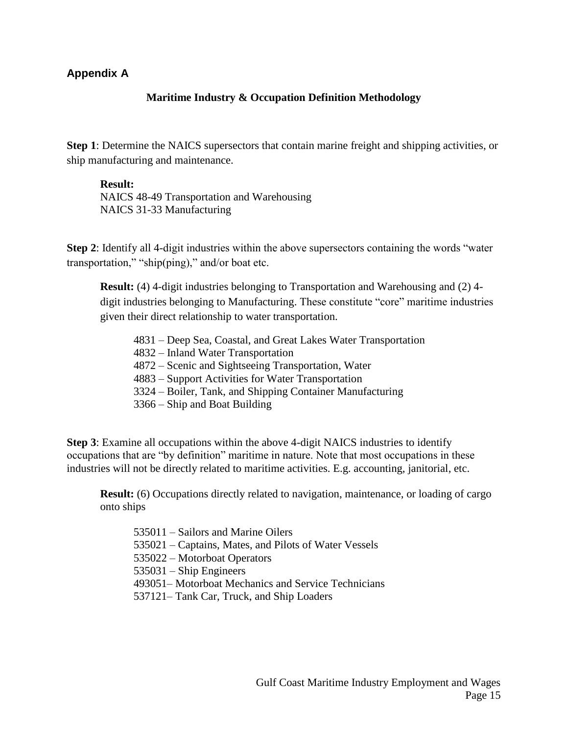## Appendix A

### Maritime Industry & Occupation Definition Methodology

**Step 1**: Determine the NAICS supersectors that contain marine freight and shipping activities, or ship manufacturing and maintenance.

**Result:**
NAICS 48-49 Transportation and Warehousing
NAICS 31-33 Manufacturing

**Step 2**: Identify all 4-digit industries within the above supersectors containing the words "water transportation," "ship(ping)," and/or boat etc.

**Result:** (4) 4-digit industries belonging to Transportation and Warehousing and (2) 4-digit industries belonging to Manufacturing. These constitute "core" maritime industries given their direct relationship to water transportation.

4831 – Deep Sea, Coastal, and Great Lakes Water Transportation
4832 – Inland Water Transportation
4872 – Scenic and Sightseeing Transportation, Water
4883 – Support Activities for Water Transportation
3324 – Boiler, Tank, and Shipping Container Manufacturing
3366 – Ship and Boat Building

**Step 3**: Examine all occupations within the above 4-digit NAICS industries to identify occupations that are "by definition" maritime in nature. Note that most occupations in these industries will not be directly related to maritime activities. E.g. accounting, janitorial, etc.

**Result:** (6) Occupations directly related to navigation, maintenance, or loading of cargo onto ships

535011 – Sailors and Marine Oilers
535021 – Captains, Mates, and Pilots of Water Vessels
535022 – Motorboat Operators
535031 – Ship Engineers
493051– Motorboat Mechanics and Service Technicians
537121– Tank Car, Truck, and Ship Loaders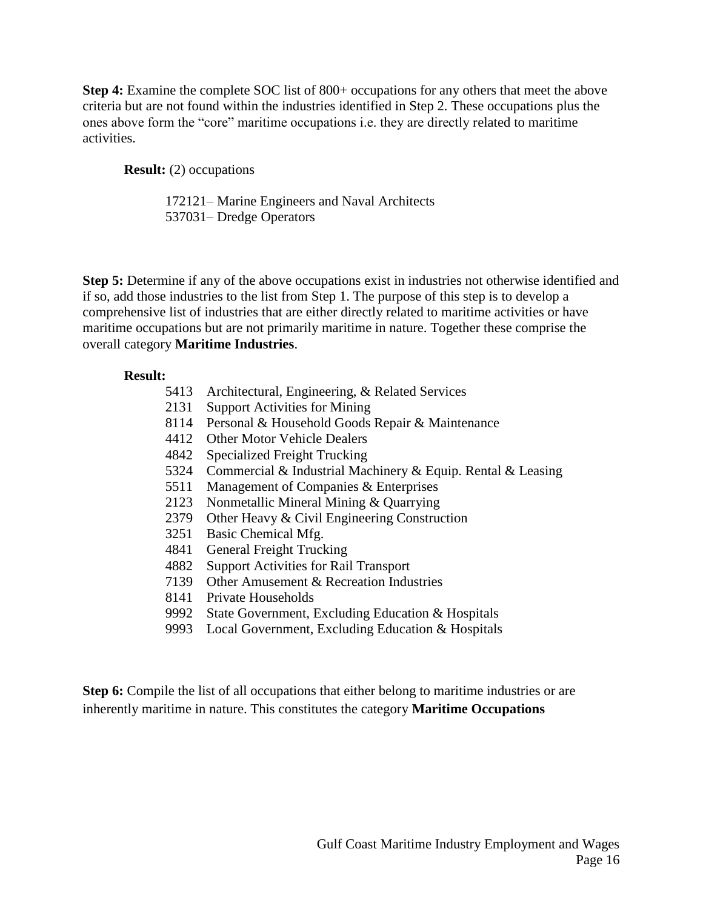**Step 4:** Examine the complete SOC list of 800+ occupations for any others that meet the above criteria but are not found within the industries identified in Step 2. These occupations plus the ones above form the "core" maritime occupations i.e. they are directly related to maritime activities.

**Result:** (2) occupations

172121– Marine Engineers and Naval Architects
537031– Dredge Operators

**Step 5:** Determine if any of the above occupations exist in industries not otherwise identified and if so, add those industries to the list from Step 1. The purpose of this step is to develop a comprehensive list of industries that are either directly related to maritime activities or have maritime occupations but are not primarily maritime in nature. Together these comprise the overall category **Maritime Industries**.

**Result:**

5413 Architectural, Engineering, & Related Services
2131 Support Activities for Mining
8114 Personal & Household Goods Repair & Maintenance
4412 Other Motor Vehicle Dealers
4842 Specialized Freight Trucking
5324 Commercial & Industrial Machinery & Equip. Rental & Leasing
5511 Management of Companies & Enterprises
2123 Nonmetallic Mineral Mining & Quarrying
2379 Other Heavy & Civil Engineering Construction
3251 Basic Chemical Mfg.
4841 General Freight Trucking
4882 Support Activities for Rail Transport
7139 Other Amusement & Recreation Industries
8141 Private Households
9992 State Government, Excluding Education & Hospitals
9993 Local Government, Excluding Education & Hospitals

**Step 6:** Compile the list of all occupations that either belong to maritime industries or are inherently maritime in nature. This constitutes the category **Maritime Occupations**